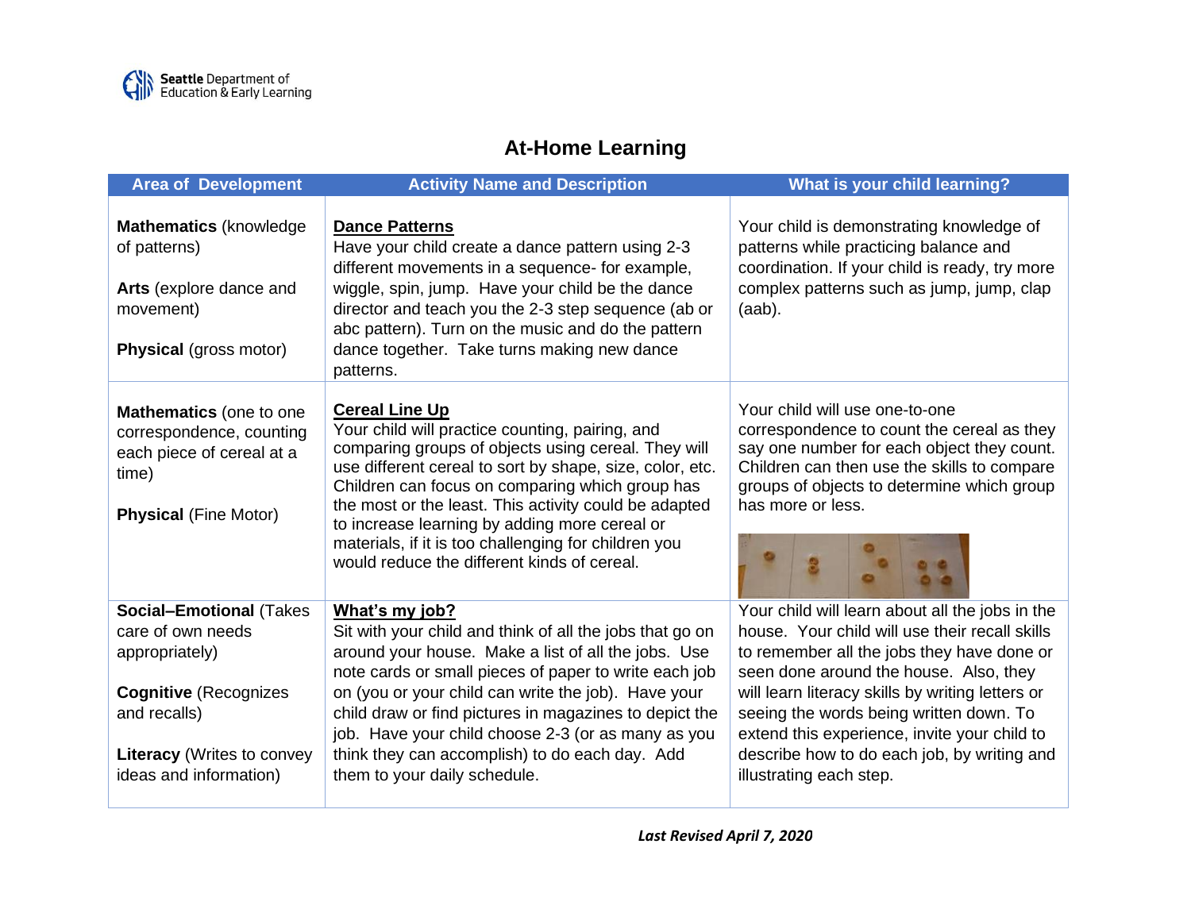# At-Home Learning

| Area of Development | Activity Name and Description | What is your child learning? |
|---|---|---|
| **Mathematics** (knowledge of patterns)<br><br>**Arts** (explore dance and movement)<br><br>**Physical** (gross motor) | **<u>Dance Patterns</u>**<br>Have your child create a dance pattern using 2-3 different movements in a sequence- for example, wiggle, spin, jump. Have your child be the dance director and teach you the 2-3 step sequence (ab or abc pattern). Turn on the music and do the pattern dance together. Take turns making new dance patterns. | Your child is demonstrating knowledge of patterns while practicing balance and coordination. If your child is ready, try more complex patterns such as jump, jump, clap (aab). |
| **Mathematics** (one to one correspondence, counting each piece of cereal at a time)<br><br>**Physical** (Fine Motor) | **<u>Cereal Line Up</u>**<br>Your child will practice counting, pairing, and comparing groups of objects using cereal. They will use different cereal to sort by shape, size, color, etc. Children can focus on comparing which group has the most or the least. This activity could be adapted to increase learning by adding more cereal or materials, if it is too challenging for children you would reduce the different kinds of cereal. | Your child will use one-to-one correspondence to count the cereal as they say one number for each object they count. Children can then use the skills to compare groups of objects to determine which group has more or less. |
| **Social–Emotional** (Takes care of own needs appropriately)<br><br>**Cognitive** (Recognizes and recalls)<br><br>**Literacy** (Writes to convey ideas and information) | **<u>What's my job?</u>**<br>Sit with your child and think of all the jobs that go on around your house. Make a list of all the jobs. Use note cards or small pieces of paper to write each job on (you or your child can write the job). Have your child draw or find pictures in magazines to depict the job. Have your child choose 2-3 (or as many as you think they can accomplish) to do each day. Add them to your daily schedule. | Your child will learn about all the jobs in the house. Your child will use their recall skills to remember all the jobs they have done or seen done around the house. Also, they will learn literacy skills by writing letters or seeing the words being written down. To extend this experience, invite your child to describe how to do each job, by writing and illustrating each step. |

*Last Revised April 7, 2020*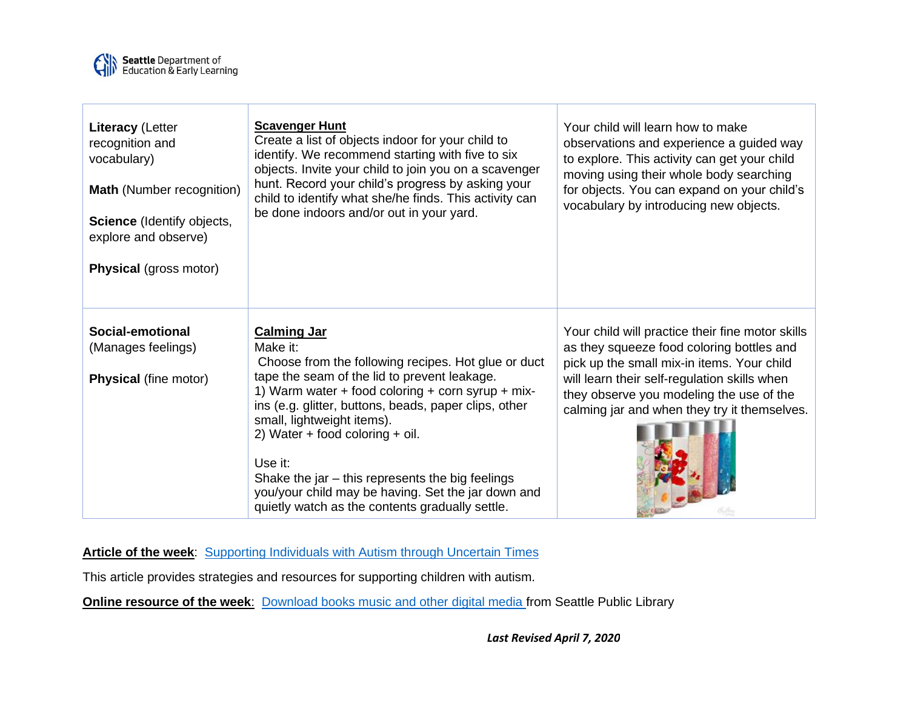| | | |
|---|---|---|
| **Literacy** (Letter recognition and vocabulary)<br><br>**Math** (Number recognition)<br><br>**Science** (Identify objects, explore and observe)<br><br>**Physical** (gross motor) | **Scavenger Hunt**<br>Create a list of objects indoor for your child to identify. We recommend starting with five to six objects. Invite your child to join you on a scavenger hunt. Record your child's progress by asking your child to identify what she/he finds. This activity can be done indoors and/or out in your yard. | Your child will learn how to make observations and experience a guided way to explore. This activity can get your child moving using their whole body searching for objects. You can expand on your child's vocabulary by introducing new objects. |
| **Social-emotional** (Manages feelings)<br><br>**Physical** (fine motor) | **Calming Jar**<br>Make it:<br>Choose from the following recipes. Hot glue or duct tape the seam of the lid to prevent leakage.<br>1) Warm water + food coloring + corn syrup + mix-ins (e.g. glitter, buttons, beads, paper clips, other small, lightweight items).<br>2) Water + food coloring + oil.<br><br>Use it:<br>Shake the jar – this represents the big feelings you/your child may be having. Set the jar down and quietly watch as the contents gradually settle. | Your child will practice their fine motor skills as they squeeze food coloring bottles and pick up the small mix-in items. Your child will learn their self-regulation skills when they observe you modeling the use of the calming jar and when they try it themselves. |

**Article of the week**: Supporting Individuals with Autism through Uncertain Times

This article provides strategies and resources for supporting children with autism.

**Online resource of the week**: Download books music and other digital media from Seattle Public Library

***Last Revised April 7, 2020***